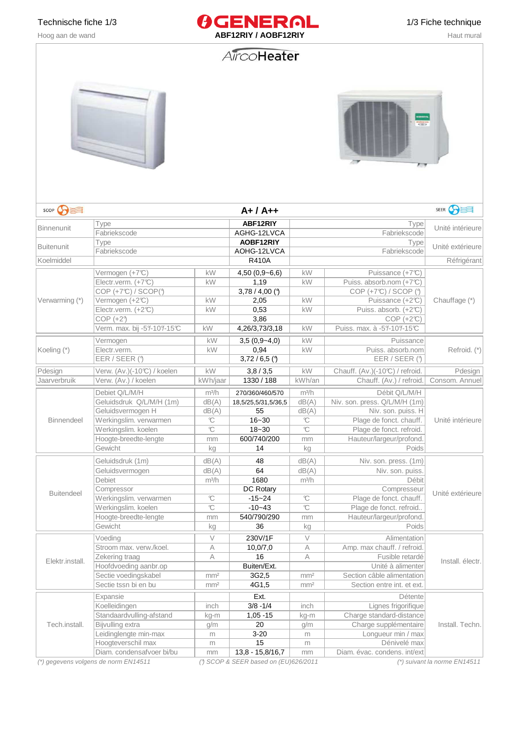Technische fiche 1/3

Hoog aan de wand

# GENERAL

**ABF12RIY / AOBF12RIY**

1/3 Fiche technique

Haut mural

## AircoHeater

| SCOP | | | **A+ / A++** | | | SEER |
|---|---|---|---|---|---|---|
| Binnenunit | Type | | **ABF12RIY** | | Type | Unité intérieure |
| | Fabriekscode | | AGHG-12LVCA | | Fabriekscode | |
| Buitenunit | Type | | **AOBF12RIY** | | Type | Unité extérieure |
| | Fabriekscode | | AOHG-12LVCA | | Fabriekscode | |
| Koelmiddel | | | R410A | | | Réfrigérant |
| Verwarming (*) | Vermogen (+7℃) | kW | 4,50 (0,9~6,6) | kW | Puissance (+7℃) | Chauffage (*) |
| | Electr.verm. (+7℃) | kW | 1,19 | kW | Puiss. absorb.nom (+7℃) | |
| | COP (+7℃) / SCOP(') | | 3,78 / 4,00 (') | | COP (+7℃) / SCOP (') | |
| | Vermogen (+2℃) | kW | 2,05 | kW | Puissance (+2℃) | |
| | Electr.verm. (+2℃) | kW | 0,53 | kW | Puiss. absorb. (+2℃) | |
| | COP (+2') | | 3,86 | | COP (+2℃) | |
| | Verm. max. bij -5'/-10'/-15℃ | kW | 4,26/3,73/3,18 | kW | Puiss. max. à -5'/-10'/-15℃ | |
| Koeling (*) | Vermogen | kW | 3,5 (0,9~4,0) | kW | Puissance | Refroid. (*) |
| | Electr.verm. | kW | 0,94 | kW | Puiss. absorb.nom | |
| | EER / SEER (') | | 3,72 / 6,5 (') | | EER / SEER (') | |
| Pdesign | Verw. (Av.)(-10℃) / koelen | kW | 3,8 / 3,5 | kW | Chauff. (Av.)(-10℃) / refroid. | Pdesign |
| Jaarverbruik | Verw. (Av.) / koelen | kWh/jaar | 1330 / 188 | kWh/an | Chauff. (Av.) / refroid. | Consom. Annuel |
| Binnendeel | Debiet Q/L/M/H | m³/h | 270/360/460/570 | m³/h | Débit Q/L/M/H | Unité intérieure |
| | Geluidsdruk Q/L/M/H (1m) | dB(A) | 18,5/25,5/31,5/36,5 | dB(A) | Niv. son. press. Q/L/M/H (1m) | |
| | Geluidsvermogen H | dB(A) | 55 | dB(A) | Niv. son. puiss. H | |
| | Werkingslim. verwarmen | ℃ | 16~30 | ℃ | Plage de fonct. chauff. | |
| | Werkingslim. koelen | ℃ | 18~30 | ℃ | Plage de fonct. refroid. | |
| | Hoogte-breedte-lengte | mm | 600/740/200 | mm | Hauteur/largeur/profond. | |
| | Gewicht | kg | 14 | kg | Poids | |
| Buitendeel | Geluidsdruk (1m) | dB(A) | 48 | dB(A) | Niv. son. press. (1m) | Unité extérieure |
| | Geluidsvermogen | dB(A) | 64 | dB(A) | Niv. son. puiss. | |
| | Debiet | m³/h | 1680 | m³/h | Débit | |
| | Compressor | | DC Rotary | | Compresseur | |
| | Werkingslim. verwarmen | ℃ | -15~24 | ℃ | Plage de fonct. chauff. | |
| | Werkingslim. koelen | ℃ | -10~43 | ℃ | Plage de fonct. refroid.. | |
| | Hoogte-breedte-lengte | mm | 540/790/290 | mm | Hauteur/largeur/profond. | |
| | Gewicht | kg | 36 | kg | Poids | |
| Elektr.install. | Voeding | V | 230V/1F | V | Alimentation | Install. électr. |
| | Stroom max. verw./koel. | A | 10,0/7,0 | A | Amp. max chauff. / refroid. | |
| | Zekering traag | A | 16 | A | Fusible retardé | |
| | Hoofdvoeding aanbr.op | | Buiten/Ext. | | Unité à alimenter | |
| | Sectie voedingskabel | mm² | 3G2,5 | mm² | Section câble alimentation | |
| | Sectie tssn bi en bu | mm² | 4G1,5 | mm² | Section entre int. et ext. | |
| Tech.install. | Expansie | | Ext. | | Détente | Install. Techn. |
| | Koelleidingen | inch | 3/8 -1/4 | inch | Lignes frigorifique | |
| | Standaardvulling-afstand | kg-m | 1,05 -15 | kg-m | Charge standard-distance | |
| | Bijvulling extra | g/m | 20 | g/m | Charge supplémentaire | |
| | Leidinglengte min-max | m | 3-20 | m | Longueur min / max | |
| | Hoogteverschil max | m | 15 | m | Dénivelé max | |
| | Diam. condensafvoer bi/bu | mm | 13,8 - 15,8/16,7 | mm | Diam. évac. condens. int/ext | |

*(*) gegevens volgens de norm EN14511* *(') SCOP & SEER based on (EU)626/2011* *(*) suivant la norme EN14511*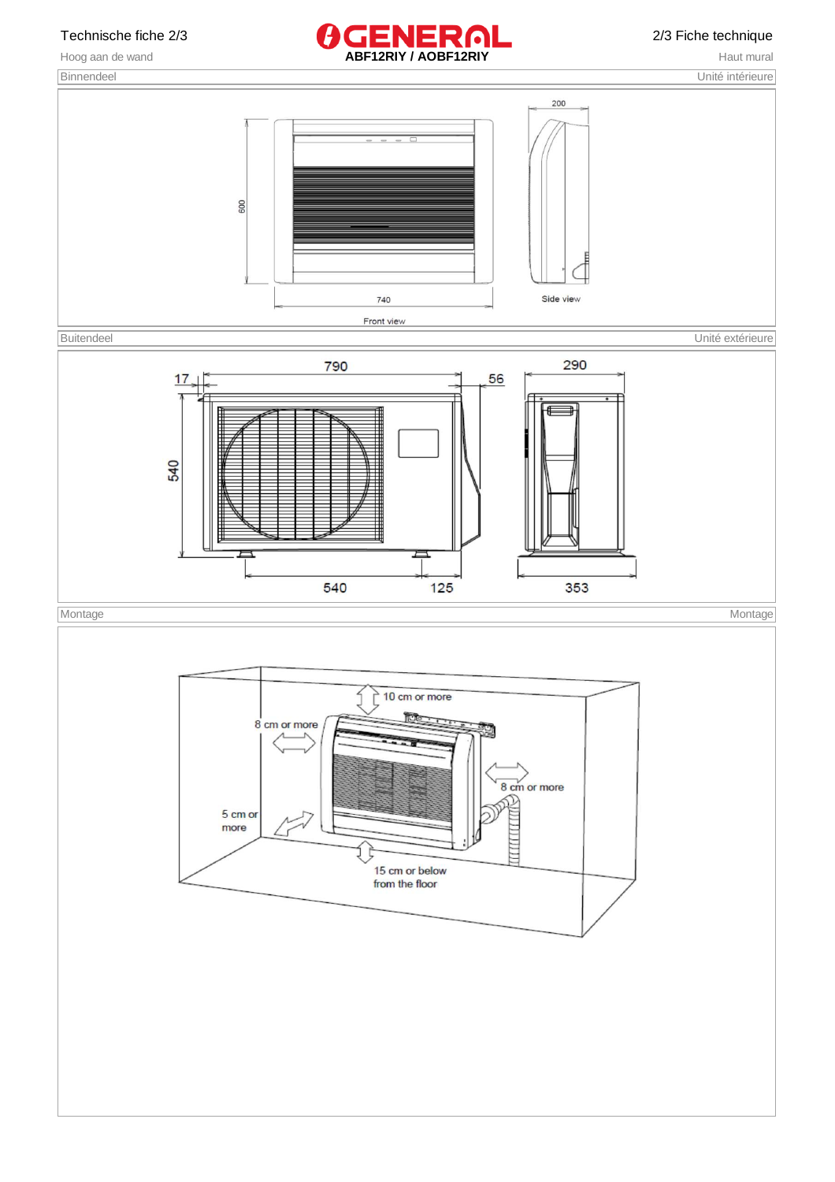ABF12RIY / AOBF12RIY

Hoog aan de wand — Haut mural

## Binnendeel — Unité intérieure

600

740

Front view

200

Side view

## Buitendeel — Unité extérieure

17

790

56

540

540

125

290

353

## Montage — Montage

10 cm or more

8 cm or more

8 cm or more

5 cm or more

15 cm or below from the floor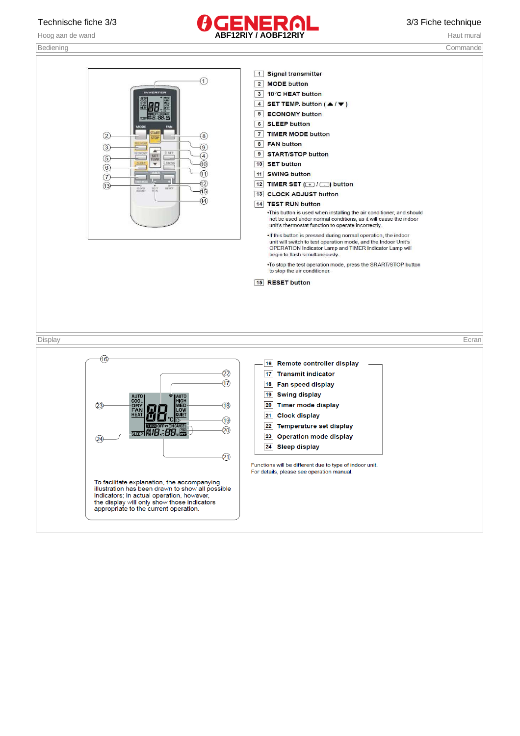Technische fiche 3/3 — GENERAL ABF12RIY / AOBF12RIY — 3/3 Fiche technique

Hoog aan de wand — Haut mural

## Bediening — Commande

1. Signal transmitter
2. MODE button
3. 10°C HEAT button
4. SET TEMP. button ( ▲ / ▼ )
5. ECONOMY button
6. SLEEP button
7. TIMER MODE button
8. FAN button
9. START/STOP button
10. SET button
11. SWING button
12. TIMER SET ( + / − ) button
13. CLOCK ADJUST button
14. TEST RUN button
    - This button is used when installing the air conditioner, and should not be used under normal conditions, as it will cause the indoor unit's thermostat function to operate incorrectly.
    - If this button is pressed during normal operation, the indoor unit will switch to test operation mode, and the Indoor Unit's OPERATION Indicator Lamp and TIMER Indicator Lamp will begin to flash simultaneously.
    - To stop the test operation mode, press the SRART/STOP button to stop the air conditioner.
15. RESET button

## Display — Ecran

16. Remote controller display
17. Transmit indicator
18. Fan speed display
19. Swing display
20. Timer mode display
21. Clock display
22. Temperature set display
23. Operation mode display
24. Sleep display

Functions will be different due to type of indoor unit.
For details, please see operation manual.

To facilitate explanation, the accompanying illustration has been drawn to show all possible indicators; in actual operation, however, the display will only show those indicators appropriate to the current operation.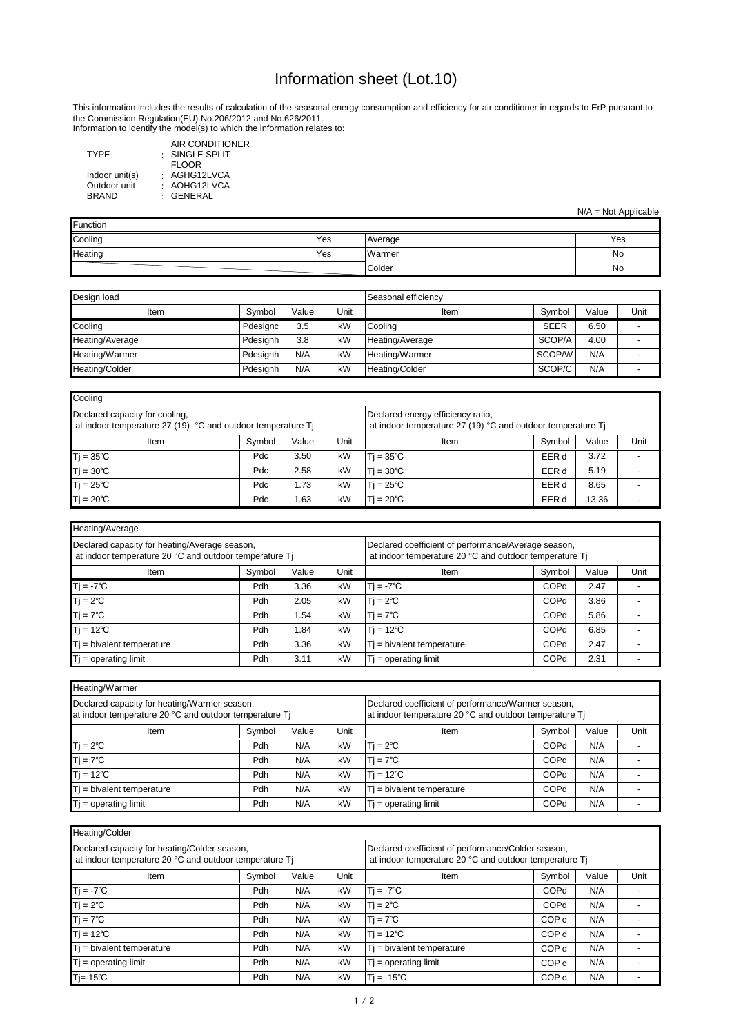# Information sheet (Lot.10)

This information includes the results of calculation of the seasonal energy consumption and efficiency for air conditioner in regards to ErP pursuant to the Commission Regulation(EU) No.206/2012 and No.626/2011.
Information to identify the model(s) to which the information relates to:

| | | |
|---|---|---|
| TYPE | : | AIR CONDITIONER<br>SINGLE SPLIT<br>FLOOR |
| Indoor unit(s) | : | AGHG12LVCA |
| Outdoor unit | : | AOHG12LVCA |
| BRAND | : | GENERAL |

N/A = Not Applicable

| Function | | | |
|---|---|---|---|
| Cooling | Yes | Average | Yes |
| Heating | Yes | Warmer | No |
| | | Colder | No |

| Design load | | | | Seasonal efficiency | | | |
|---|---|---|---|---|---|---|---|
| Item | Symbol | Value | Unit | Item | Symbol | Value | Unit |
| Cooling | Pdesignc | 3.5 | kW | Cooling | SEER | 6.50 | - |
| Heating/Average | Pdesignh | 3.8 | kW | Heating/Average | SCOP/A | 4.00 | - |
| Heating/Warmer | Pdesignh | N/A | kW | Heating/Warmer | SCOP/W | N/A | - |
| Heating/Colder | Pdesignh | N/A | kW | Heating/Colder | SCOP/C | N/A | - |

**Cooling**

| Declared capacity for cooling, at indoor temperature 27 (19) °C and outdoor temperature Tj | | | | Declared energy efficiency ratio, at indoor temperature 27 (19) °C and outdoor temperature Tj | | | |
|---|---|---|---|---|---|---|---|
| Item | Symbol | Value | Unit | Item | Symbol | Value | Unit |
| Tj = 35℃ | Pdc | 3.50 | kW | Tj = 35℃ | EER d | 3.72 | - |
| Tj = 30℃ | Pdc | 2.58 | kW | Tj = 30℃ | EER d | 5.19 | - |
| Tj = 25℃ | Pdc | 1.73 | kW | Tj = 25℃ | EER d | 8.65 | - |
| Tj = 20℃ | Pdc | 1.63 | kW | Tj = 20℃ | EER d | 13.36 | - |

**Heating/Average**

| Declared capacity for heating/Average season, at indoor temperature 20 °C and outdoor temperature Tj | | | | Declared coefficient of performance/Average season, at indoor temperature 20 °C and outdoor temperature Tj | | | |
|---|---|---|---|---|---|---|---|
| Item | Symbol | Value | Unit | Item | Symbol | Value | Unit |
| Tj = -7℃ | Pdh | 3.36 | kW | Tj = -7℃ | COPd | 2.47 | - |
| Tj = 2℃ | Pdh | 2.05 | kW | Tj = 2℃ | COPd | 3.86 | - |
| Tj = 7℃ | Pdh | 1.54 | kW | Tj = 7℃ | COPd | 5.86 | - |
| Tj = 12℃ | Pdh | 1.84 | kW | Tj = 12℃ | COPd | 6.85 | - |
| Tj = bivalent temperature | Pdh | 3.36 | kW | Tj = bivalent temperature | COPd | 2.47 | - |
| Tj = operating limit | Pdh | 3.11 | kW | Tj = operating limit | COPd | 2.31 | - |

**Heating/Warmer**

| Declared capacity for heating/Warmer season, at indoor temperature 20 °C and outdoor temperature Tj | | | | Declared coefficient of performance/Warmer season, at indoor temperature 20 °C and outdoor temperature Tj | | | |
|---|---|---|---|---|---|---|---|
| Item | Symbol | Value | Unit | Item | Symbol | Value | Unit |
| Tj = 2℃ | Pdh | N/A | kW | Tj = 2℃ | COPd | N/A | - |
| Tj = 7℃ | Pdh | N/A | kW | Tj = 7℃ | COPd | N/A | - |
| Tj = 12℃ | Pdh | N/A | kW | Tj = 12℃ | COPd | N/A | - |
| Tj = bivalent temperature | Pdh | N/A | kW | Tj = bivalent temperature | COPd | N/A | - |
| Tj = operating limit | Pdh | N/A | kW | Tj = operating limit | COPd | N/A | - |

**Heating/Colder**

| Declared capacity for heating/Colder season, at indoor temperature 20 °C and outdoor temperature Tj | | | | Declared coefficient of performance/Colder season, at indoor temperature 20 °C and outdoor temperature Tj | | | |
|---|---|---|---|---|---|---|---|
| Item | Symbol | Value | Unit | Item | Symbol | Value | Unit |
| Tj = -7℃ | Pdh | N/A | kW | Tj = -7℃ | COPd | N/A | - |
| Tj = 2℃ | Pdh | N/A | kW | Tj = 2℃ | COPd | N/A | - |
| Tj = 7℃ | Pdh | N/A | kW | Tj = 7℃ | COP d | N/A | - |
| Tj = 12℃ | Pdh | N/A | kW | Tj = 12℃ | COP d | N/A | - |
| Tj = bivalent temperature | Pdh | N/A | kW | Tj = bivalent temperature | COP d | N/A | - |
| Tj = operating limit | Pdh | N/A | kW | Tj = operating limit | COP d | N/A | - |
| Tj=-15℃ | Pdh | N/A | kW | Tj = -15℃ | COP d | N/A | - |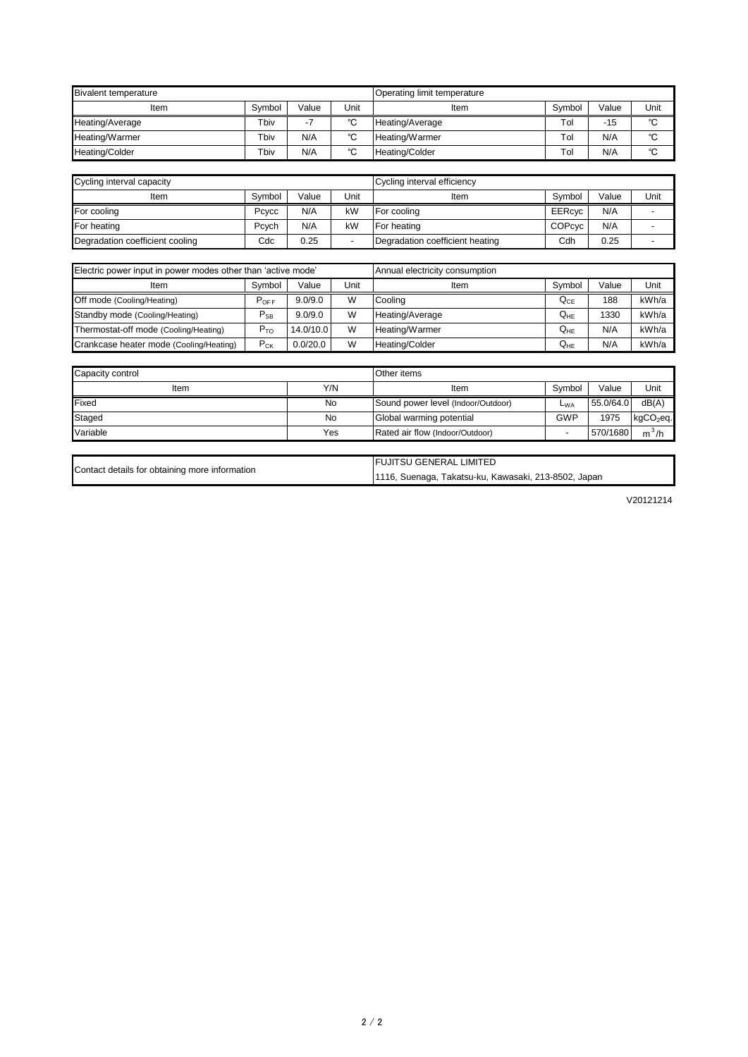| Bivalent temperature | | | | Operating limit temperature | | | |
|---|---|---|---|---|---|---|---|
| Item | Symbol | Value | Unit | Item | Symbol | Value | Unit |
| Heating/Average | Tbiv | -7 | ℃ | Heating/Average | Tol | -15 | ℃ |
| Heating/Warmer | Tbiv | N/A | ℃ | Heating/Warmer | Tol | N/A | ℃ |
| Heating/Colder | Tbiv | N/A | ℃ | Heating/Colder | Tol | N/A | ℃ |

| Cycling interval capacity | | | | Cycling interval efficiency | | | |
|---|---|---|---|---|---|---|---|
| Item | Symbol | Value | Unit | Item | Symbol | Value | Unit |
| For cooling | Pcycc | N/A | kW | For cooling | EERcyc | N/A | - |
| For heating | Pcych | N/A | kW | For heating | COPcyc | N/A | - |
| Degradation coefficient cooling | Cdc | 0.25 | - | Degradation coefficient heating | Cdh | 0.25 | - |

| Electric power input in power modes other than 'active mode' | | | | Annual electricity consumption | | | |
|---|---|---|---|---|---|---|---|
| Item | Symbol | Value | Unit | Item | Symbol | Value | Unit |
| Off mode (Cooling/Heating) | $P_{OFF}$ | 9.0/9.0 | W | Cooling | $Q_{CE}$ | 188 | kWh/a |
| Standby mode (Cooling/Heating) | $P_{SB}$ | 9.0/9.0 | W | Heating/Average | $Q_{HE}$ | 1330 | kWh/a |
| Thermostat-off mode (Cooling/Heating) | $P_{TO}$ | 14.0/10.0 | W | Heating/Warmer | $Q_{HE}$ | N/A | kWh/a |
| Crankcase heater mode (Cooling/Heating) | $P_{CK}$ | 0.0/20.0 | W | Heating/Colder | $Q_{HE}$ | N/A | kWh/a |

| Capacity control | | Other items | | | |
|---|---|---|---|---|---|
| Item | Y/N | Item | Symbol | Value | Unit |
| Fixed | No | Sound power level (Indoor/Outdoor) | $L_{WA}$ | 55.0/64.0 | dB(A) |
| Staged | No | Global warming potential | GWP | 1975 | $kgCO_2eq.$ |
| Variable | Yes | Rated air flow (Indoor/Outdoor) | - | 570/1680 | $m^3/h$ |

| Contact details for obtaining more information | FUJITSU GENERAL LIMITED<br>1116, Suenaga, Takatsu-ku, Kawasaki, 213-8502, Japan |
|---|---|

V20121214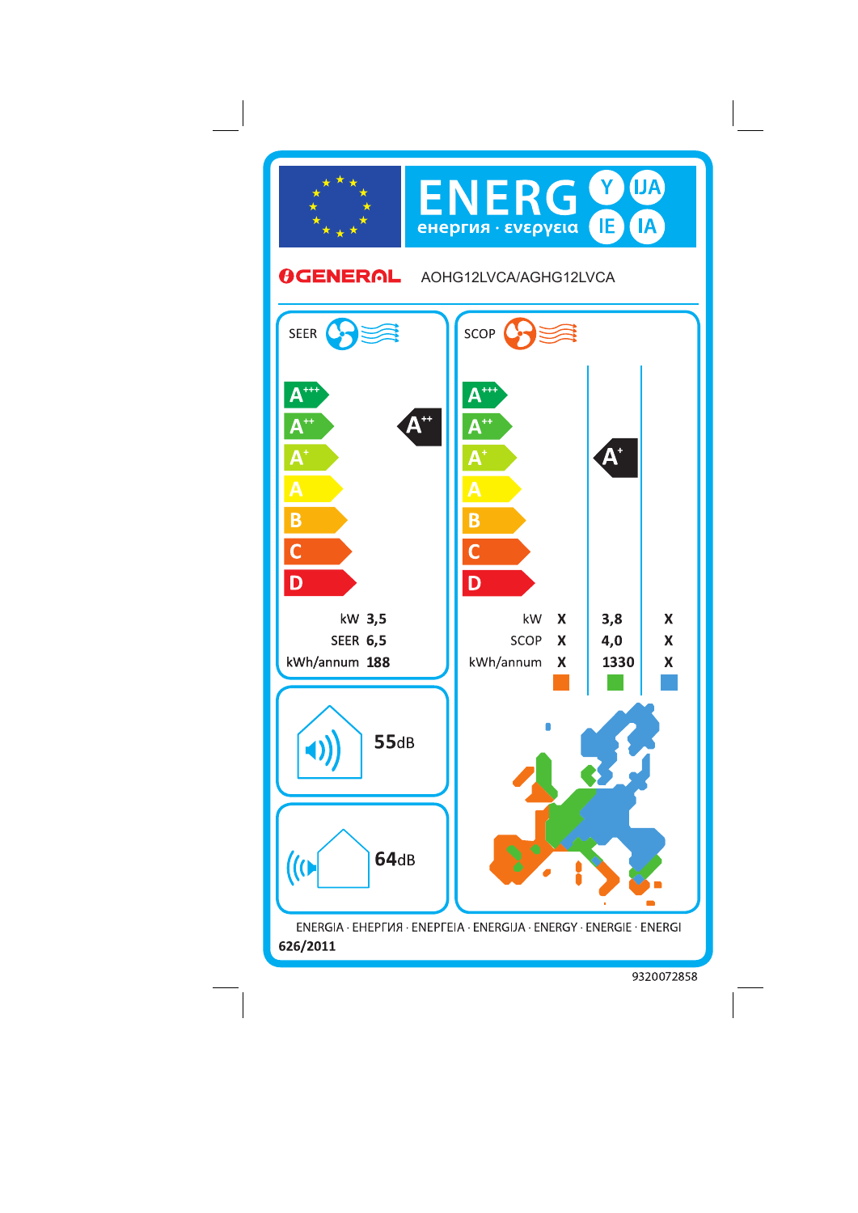# ENERG Y IJA IE IA

енергия · ενεργεια

GENERAL AOHG12LVCA/AGHG12LVCA

## SEER

A+++
A++
A+
A
B
C
D

A++

kW 3,5
SEER 6,5
kWh/annum 188

## SCOP

A+++
A++
A+
A
B
C
D

A+

| | | | |
|---|---|---|---|
| kW | X | 3,8 | X |
| SCOP | X | 4,0 | X |
| kWh/annum | X | 1330 | X |

55dB

64dB

ENERGIA · ЕНЕРГИЯ · ΕΝΕΡΓΕΙΑ · ENERGIJA · ENERGY · ENERGIE · ENERGI

626/2011

9320072858